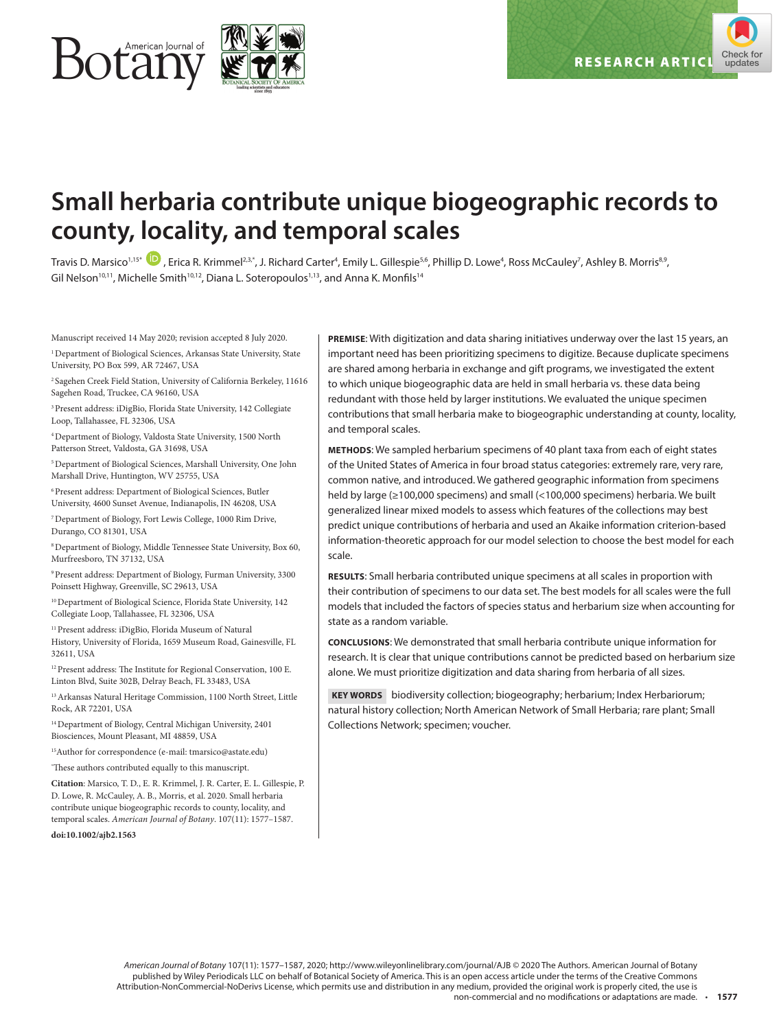# Small herbaria contribute unique biogeographic records to county, locality, and temporal scales

Travis D. Marsico[1,15*], Erica R. Krimmel[2,3,*], J. Richard Carter[4], Emily L. Gillespie[5,6], Phillip D. Lowe[4], Ross McCauley[7], Ashley B. Morris[8,9], Gil Nelson[10,11], Michelle Smith[10,12], Diana L. Soteropoulos[1,13], and Anna K. Monfils[14]

Manuscript received 14 May 2020; revision accepted 8 July 2020.

[1] Department of Biological Sciences, Arkansas State University, State University, PO Box 599, AR 72467, USA

[2] Sagehen Creek Field Station, University of California Berkeley, 11616 Sagehen Road, Truckee, CA 96160, USA

[3] Present address: iDigBio, Florida State University, 142 Collegiate Loop, Tallahassee, FL 32306, USA

[4] Department of Biology, Valdosta State University, 1500 North Patterson Street, Valdosta, GA 31698, USA

[5] Department of Biological Sciences, Marshall University, One John Marshall Drive, Huntington, WV 25755, USA

[6] Present address: Department of Biological Sciences, Butler University, 4600 Sunset Avenue, Indianapolis, IN 46208, USA

[7] Department of Biology, Fort Lewis College, 1000 Rim Drive, Durango, CO 81301, USA

[8] Department of Biology, Middle Tennessee State University, Box 60, Murfreesboro, TN 37132, USA

[9] Present address: Department of Biology, Furman University, 3300 Poinsett Highway, Greenville, SC 29613, USA

[10] Department of Biological Science, Florida State University, 142 Collegiate Loop, Tallahassee, FL 32306, USA

[11] Present address: iDigBio, Florida Museum of Natural History, University of Florida, 1659 Museum Road, Gainesville, FL 32611, USA

[12] Present address: The Institute for Regional Conservation, 100 E. Linton Blvd, Suite 302B, Delray Beach, FL 33483, USA

[13] Arkansas Natural Heritage Commission, 1100 North Street, Little Rock, AR 72201, USA

[14] Department of Biology, Central Michigan University, 2401 Biosciences, Mount Pleasant, MI 48859, USA

[15] Author for correspondence (e-mail: tmarsico@astate.edu)

*These authors contributed equally to this manuscript.

**Citation**: Marsico, T. D., E. R. Krimmel, J. R. Carter, E. L. Gillespie, P. D. Lowe, R. McCauley, A. B., Morris, et al. 2020. Small herbaria contribute unique biogeographic records to county, locality, and temporal scales. *American Journal of Botany*. 107(11): 1577–1587.

**doi:10.1002/ajb2.1563**

**PREMISE**: With digitization and data sharing initiatives underway over the last 15 years, an important need has been prioritizing specimens to digitize. Because duplicate specimens are shared among herbaria in exchange and gift programs, we investigated the extent to which unique biogeographic data are held in small herbaria vs. these data being redundant with those held by larger institutions. We evaluated the unique specimen contributions that small herbaria make to biogeographic understanding at county, locality, and temporal scales.

**METHODS**: We sampled herbarium specimens of 40 plant taxa from each of eight states of the United States of America in four broad status categories: extremely rare, very rare, common native, and introduced. We gathered geographic information from specimens held by large (≥100,000 specimens) and small (<100,000 specimens) herbaria. We built generalized linear mixed models to assess which features of the collections may best predict unique contributions of herbaria and used an Akaike information criterion-based information-theoretic approach for our model selection to choose the best model for each scale.

**RESULTS**: Small herbaria contributed unique specimens at all scales in proportion with their contribution of specimens to our data set. The best models for all scales were the full models that included the factors of species status and herbarium size when accounting for state as a random variable.

**CONCLUSIONS**: We demonstrated that small herbaria contribute unique information for research. It is clear that unique contributions cannot be predicted based on herbarium size alone. We must prioritize digitization and data sharing from herbaria of all sizes.

**KEY WORDS** biodiversity collection; biogeography; herbarium; Index Herbariorum; natural history collection; North American Network of Small Herbaria; rare plant; Small Collections Network; specimen; voucher.

*American Journal of Botany* 107(11): 1577–1587, 2020; http://www.wileyonlinelibrary.com/journal/AJB © 2020 The Authors. American Journal of Botany published by Wiley Periodicals LLC on behalf of Botanical Society of America. This is an open access article under the terms of the Creative Commons Attribution-NonCommercial-NoDerivs License, which permits use and distribution in any medium, provided the original work is properly cited, the use is non-commercial and no modifications or adaptations are made.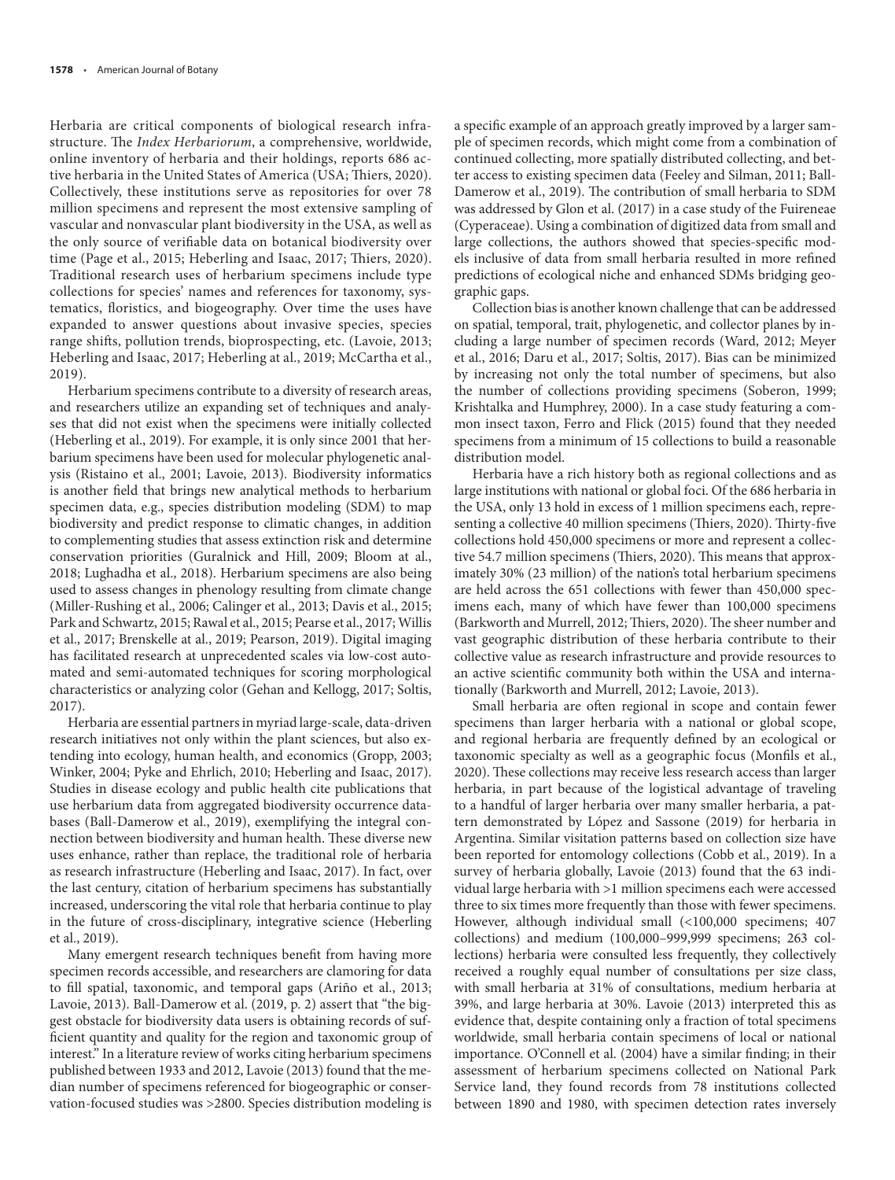Herbaria are critical components of biological research infrastructure. The *Index Herbariorum*, a comprehensive, worldwide, online inventory of herbaria and their holdings, reports 686 active herbaria in the United States of America (USA; Thiers, 2020). Collectively, these institutions serve as repositories for over 78 million specimens and represent the most extensive sampling of vascular and nonvascular plant biodiversity in the USA, as well as the only source of verifiable data on botanical biodiversity over time (Page et al., 2015; Heberling and Isaac, 2017; Thiers, 2020). Traditional research uses of herbarium specimens include type collections for species' names and references for taxonomy, systematics, floristics, and biogeography. Over time the uses have expanded to answer questions about invasive species, species range shifts, pollution trends, bioprospecting, etc. (Lavoie, 2013; Heberling and Isaac, 2017; Heberling at al., 2019; McCartha et al., 2019).

Herbarium specimens contribute to a diversity of research areas, and researchers utilize an expanding set of techniques and analyses that did not exist when the specimens were initially collected (Heberling et al., 2019). For example, it is only since 2001 that herbarium specimens have been used for molecular phylogenetic analysis (Ristaino et al., 2001; Lavoie, 2013). Biodiversity informatics is another field that brings new analytical methods to herbarium specimen data, e.g., species distribution modeling (SDM) to map biodiversity and predict response to climatic changes, in addition to complementing studies that assess extinction risk and determine conservation priorities (Guralnick and Hill, 2009; Bloom at al., 2018; Lughadha et al., 2018). Herbarium specimens are also being used to assess changes in phenology resulting from climate change (Miller-Rushing et al., 2006; Calinger et al., 2013; Davis et al., 2015; Park and Schwartz, 2015; Rawal et al., 2015; Pearse et al., 2017; Willis et al., 2017; Brenskelle at al., 2019; Pearson, 2019). Digital imaging has facilitated research at unprecedented scales via low-cost automated and semi-automated techniques for scoring morphological characteristics or analyzing color (Gehan and Kellogg, 2017; Soltis, 2017).

Herbaria are essential partners in myriad large-scale, data-driven research initiatives not only within the plant sciences, but also extending into ecology, human health, and economics (Gropp, 2003; Winker, 2004; Pyke and Ehrlich, 2010; Heberling and Isaac, 2017). Studies in disease ecology and public health cite publications that use herbarium data from aggregated biodiversity occurrence databases (Ball-Damerow et al., 2019), exemplifying the integral connection between biodiversity and human health. These diverse new uses enhance, rather than replace, the traditional role of herbaria as research infrastructure (Heberling and Isaac, 2017). In fact, over the last century, citation of herbarium specimens has substantially increased, underscoring the vital role that herbaria continue to play in the future of cross-disciplinary, integrative science (Heberling et al., 2019).

Many emergent research techniques benefit from having more specimen records accessible, and researchers are clamoring for data to fill spatial, taxonomic, and temporal gaps (Ariño et al., 2013; Lavoie, 2013). Ball-Damerow et al. (2019, p. 2) assert that "the biggest obstacle for biodiversity data users is obtaining records of sufficient quantity and quality for the region and taxonomic group of interest." In a literature review of works citing herbarium specimens published between 1933 and 2012, Lavoie (2013) found that the median number of specimens referenced for biogeographic or conservation-focused studies was >2800. Species distribution modeling is a specific example of an approach greatly improved by a larger sample of specimen records, which might come from a combination of continued collecting, more spatially distributed collecting, and better access to existing specimen data (Feeley and Silman, 2011; Ball-Damerow et al., 2019). The contribution of small herbaria to SDM was addressed by Glon et al. (2017) in a case study of the Fuireneae (Cyperaceae). Using a combination of digitized data from small and large collections, the authors showed that species-specific models inclusive of data from small herbaria resulted in more refined predictions of ecological niche and enhanced SDMs bridging geographic gaps.

Collection bias is another known challenge that can be addressed on spatial, temporal, trait, phylogenetic, and collector planes by including a large number of specimen records (Ward, 2012; Meyer et al., 2016; Daru et al., 2017; Soltis, 2017). Bias can be minimized by increasing not only the total number of specimens, but also the number of collections providing specimens (Soberon, 1999; Krishtalka and Humphrey, 2000). In a case study featuring a common insect taxon, Ferro and Flick (2015) found that they needed specimens from a minimum of 15 collections to build a reasonable distribution model.

Herbaria have a rich history both as regional collections and as large institutions with national or global foci. Of the 686 herbaria in the USA, only 13 hold in excess of 1 million specimens each, representing a collective 40 million specimens (Thiers, 2020). Thirty-five collections hold 450,000 specimens or more and represent a collective 54.7 million specimens (Thiers, 2020). This means that approximately 30% (23 million) of the nation's total herbarium specimens are held across the 651 collections with fewer than 450,000 specimens each, many of which have fewer than 100,000 specimens (Barkworth and Murrell, 2012; Thiers, 2020). The sheer number and vast geographic distribution of these herbaria contribute to their collective value as research infrastructure and provide resources to an active scientific community both within the USA and internationally (Barkworth and Murrell, 2012; Lavoie, 2013).

Small herbaria are often regional in scope and contain fewer specimens than larger herbaria with a national or global scope, and regional herbaria are frequently defined by an ecological or taxonomic specialty as well as a geographic focus (Monfils et al., 2020). These collections may receive less research access than larger herbaria, in part because of the logistical advantage of traveling to a handful of larger herbaria over many smaller herbaria, a pattern demonstrated by López and Sassone (2019) for herbaria in Argentina. Similar visitation patterns based on collection size have been reported for entomology collections (Cobb et al., 2019). In a survey of herbaria globally, Lavoie (2013) found that the 63 individual large herbaria with >1 million specimens each were accessed three to six times more frequently than those with fewer specimens. However, although individual small (<100,000 specimens; 407 collections) and medium (100,000–999,999 specimens; 263 collections) herbaria were consulted less frequently, they collectively received a roughly equal number of consultations per size class, with small herbaria at 31% of consultations, medium herbaria at 39%, and large herbaria at 30%. Lavoie (2013) interpreted this as evidence that, despite containing only a fraction of total specimens worldwide, small herbaria contain specimens of local or national importance. O'Connell et al. (2004) have a similar finding; in their assessment of herbarium specimens collected on National Park Service land, they found records from 78 institutions collected between 1890 and 1980, with specimen detection rates inversely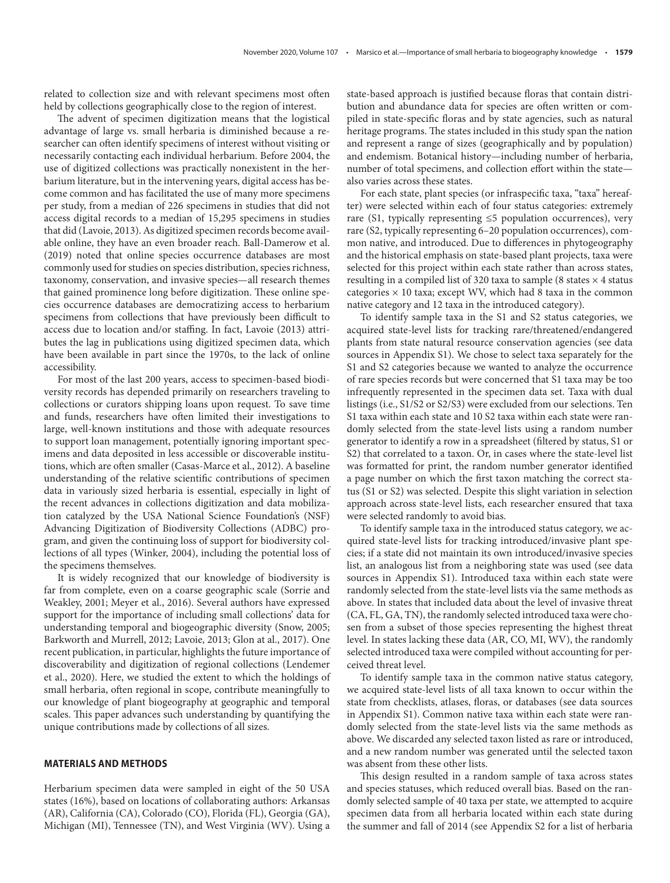related to collection size and with relevant specimens most often held by collections geographically close to the region of interest.

The advent of specimen digitization means that the logistical advantage of large vs. small herbaria is diminished because a researcher can often identify specimens of interest without visiting or necessarily contacting each individual herbarium. Before 2004, the use of digitized collections was practically nonexistent in the herbarium literature, but in the intervening years, digital access has become common and has facilitated the use of many more specimens per study, from a median of 226 specimens in studies that did not access digital records to a median of 15,295 specimens in studies that did (Lavoie, 2013). As digitized specimen records become available online, they have an even broader reach. Ball-Damerow et al. (2019) noted that online species occurrence databases are most commonly used for studies on species distribution, species richness, taxonomy, conservation, and invasive species—all research themes that gained prominence long before digitization. These online species occurrence databases are democratizing access to herbarium specimens from collections that have previously been difficult to access due to location and/or staffing. In fact, Lavoie (2013) attributes the lag in publications using digitized specimen data, which have been available in part since the 1970s, to the lack of online accessibility.

For most of the last 200 years, access to specimen-based biodiversity records has depended primarily on researchers traveling to collections or curators shipping loans upon request. To save time and funds, researchers have often limited their investigations to large, well-known institutions and those with adequate resources to support loan management, potentially ignoring important specimens and data deposited in less accessible or discoverable institutions, which are often smaller (Casas-Marce et al., 2012). A baseline understanding of the relative scientific contributions of specimen data in variously sized herbaria is essential, especially in light of the recent advances in collections digitization and data mobilization catalyzed by the USA National Science Foundation's (NSF) Advancing Digitization of Biodiversity Collections (ADBC) program, and given the continuing loss of support for biodiversity collections of all types (Winker, 2004), including the potential loss of the specimens themselves.

It is widely recognized that our knowledge of biodiversity is far from complete, even on a coarse geographic scale (Sorrie and Weakley, 2001; Meyer et al., 2016). Several authors have expressed support for the importance of including small collections' data for understanding temporal and biogeographic diversity (Snow, 2005; Barkworth and Murrell, 2012; Lavoie, 2013; Glon at al., 2017). One recent publication, in particular, highlights the future importance of discoverability and digitization of regional collections (Lendemer et al., 2020). Here, we studied the extent to which the holdings of small herbaria, often regional in scope, contribute meaningfully to our knowledge of plant biogeography at geographic and temporal scales. This paper advances such understanding by quantifying the unique contributions made by collections of all sizes.

## MATERIALS AND METHODS

Herbarium specimen data were sampled in eight of the 50 USA states (16%), based on locations of collaborating authors: Arkansas (AR), California (CA), Colorado (CO), Florida (FL), Georgia (GA), Michigan (MI), Tennessee (TN), and West Virginia (WV). Using a state-based approach is justified because floras that contain distribution and abundance data for species are often written or compiled in state-specific floras and by state agencies, such as natural heritage programs. The states included in this study span the nation and represent a range of sizes (geographically and by population) and endemism. Botanical history—including number of herbaria, number of total specimens, and collection effort within the state—also varies across these states.

For each state, plant species (or infraspecific taxa, "taxa" hereafter) were selected within each of four status categories: extremely rare (S1, typically representing ≤5 population occurrences), very rare (S2, typically representing 6–20 population occurrences), common native, and introduced. Due to differences in phytogeography and the historical emphasis on state-based plant projects, taxa were selected for this project within each state rather than across states, resulting in a compiled list of 320 taxa to sample (8 states × 4 status categories × 10 taxa; except WV, which had 8 taxa in the common native category and 12 taxa in the introduced category).

To identify sample taxa in the S1 and S2 status categories, we acquired state-level lists for tracking rare/threatened/endangered plants from state natural resource conservation agencies (see data sources in Appendix S1). We chose to select taxa separately for the S1 and S2 categories because we wanted to analyze the occurrence of rare species records but were concerned that S1 taxa may be too infrequently represented in the specimen data set. Taxa with dual listings (i.e., S1/S2 or S2/S3) were excluded from our selections. Ten S1 taxa within each state and 10 S2 taxa within each state were randomly selected from the state-level lists using a random number generator to identify a row in a spreadsheet (filtered by status, S1 or S2) that correlated to a taxon. Or, in cases where the state-level list was formatted for print, the random number generator identified a page number on which the first taxon matching the correct status (S1 or S2) was selected. Despite this slight variation in selection approach across state-level lists, each researcher ensured that taxa were selected randomly to avoid bias.

To identify sample taxa in the introduced status category, we acquired state-level lists for tracking introduced/invasive plant species; if a state did not maintain its own introduced/invasive species list, an analogous list from a neighboring state was used (see data sources in Appendix S1). Introduced taxa within each state were randomly selected from the state-level lists via the same methods as above. In states that included data about the level of invasive threat (CA, FL, GA, TN), the randomly selected introduced taxa were chosen from a subset of those species representing the highest threat level. In states lacking these data (AR, CO, MI, WV), the randomly selected introduced taxa were compiled without accounting for perceived threat level.

To identify sample taxa in the common native status category, we acquired state-level lists of all taxa known to occur within the state from checklists, atlases, floras, or databases (see data sources in Appendix S1). Common native taxa within each state were randomly selected from the state-level lists via the same methods as above. We discarded any selected taxon listed as rare or introduced, and a new random number was generated until the selected taxon was absent from these other lists.

This design resulted in a random sample of taxa across states and species statuses, which reduced overall bias. Based on the randomly selected sample of 40 taxa per state, we attempted to acquire specimen data from all herbaria located within each state during the summer and fall of 2014 (see Appendix S2 for a list of herbaria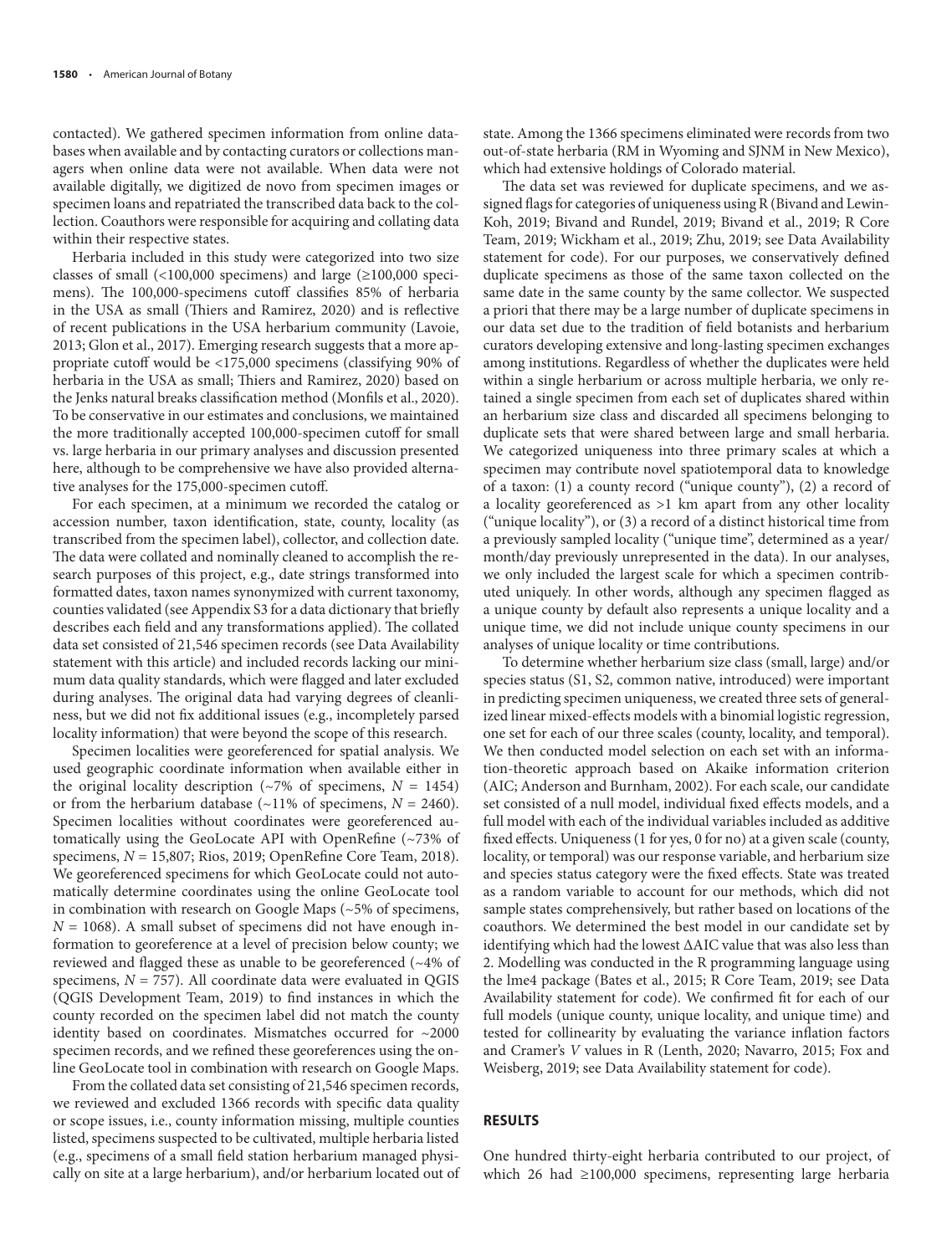contacted). We gathered specimen information from online databases when available and by contacting curators or collections managers when online data were not available. When data were not available digitally, we digitized de novo from specimen images or specimen loans and repatriated the transcribed data back to the collection. Coauthors were responsible for acquiring and collating data within their respective states.

Herbaria included in this study were categorized into two size classes of small (<100,000 specimens) and large (≥100,000 specimens). The 100,000-specimens cutoff classifies 85% of herbaria in the USA as small (Thiers and Ramirez, 2020) and is reflective of recent publications in the USA herbarium community (Lavoie, 2013; Glon et al., 2017). Emerging research suggests that a more appropriate cutoff would be <175,000 specimens (classifying 90% of herbaria in the USA as small; Thiers and Ramirez, 2020) based on the Jenks natural breaks classification method (Monfils et al., 2020). To be conservative in our estimates and conclusions, we maintained the more traditionally accepted 100,000-specimen cutoff for small vs. large herbaria in our primary analyses and discussion presented here, although to be comprehensive we have also provided alternative analyses for the 175,000-specimen cutoff.

For each specimen, at a minimum we recorded the catalog or accession number, taxon identification, state, county, locality (as transcribed from the specimen label), collector, and collection date. The data were collated and nominally cleaned to accomplish the research purposes of this project, e.g., date strings transformed into formatted dates, taxon names synonymized with current taxonomy, counties validated (see Appendix S3 for a data dictionary that briefly describes each field and any transformations applied). The collated data set consisted of 21,546 specimen records (see Data Availability statement with this article) and included records lacking our minimum data quality standards, which were flagged and later excluded during analyses. The original data had varying degrees of cleanliness, but we did not fix additional issues (e.g., incompletely parsed locality information) that were beyond the scope of this research.

Specimen localities were georeferenced for spatial analysis. We used geographic coordinate information when available either in the original locality description (~7% of specimens, $N$ = 1454) or from the herbarium database (~11% of specimens, $N$ = 2460). Specimen localities without coordinates were georeferenced automatically using the GeoLocate API with OpenRefine (~73% of specimens, $N$ = 15,807; Rios, 2019; OpenRefine Core Team, 2018). We georeferenced specimens for which GeoLocate could not automatically determine coordinates using the online GeoLocate tool in combination with research on Google Maps (~5% of specimens, $N$ = 1068). A small subset of specimens did not have enough information to georeference at a level of precision below county; we reviewed and flagged these as unable to be georeferenced (~4% of specimens, $N$ = 757). All coordinate data were evaluated in QGIS (QGIS Development Team, 2019) to find instances in which the county recorded on the specimen label did not match the county identity based on coordinates. Mismatches occurred for ~2000 specimen records, and we refined these georeferences using the online GeoLocate tool in combination with research on Google Maps.

From the collated data set consisting of 21,546 specimen records, we reviewed and excluded 1366 records with specific data quality or scope issues, i.e., county information missing, multiple counties listed, specimens suspected to be cultivated, multiple herbaria listed (e.g., specimens of a small field station herbarium managed physically on site at a large herbarium), and/or herbarium located out of state. Among the 1366 specimens eliminated were records from two out-of-state herbaria (RM in Wyoming and SJNM in New Mexico), which had extensive holdings of Colorado material.

The data set was reviewed for duplicate specimens, and we assigned flags for categories of uniqueness using R (Bivand and Lewin-Koh, 2019; Bivand and Rundel, 2019; Bivand et al., 2019; R Core Team, 2019; Wickham et al., 2019; Zhu, 2019; see Data Availability statement for code). For our purposes, we conservatively defined duplicate specimens as those of the same taxon collected on the same date in the same county by the same collector. We suspected a priori that there may be a large number of duplicate specimens in our data set due to the tradition of field botanists and herbarium curators developing extensive and long-lasting specimen exchanges among institutions. Regardless of whether the duplicates were held within a single herbarium or across multiple herbaria, we only retained a single specimen from each set of duplicates shared within an herbarium size class and discarded all specimens belonging to duplicate sets that were shared between large and small herbaria. We categorized uniqueness into three primary scales at which a specimen may contribute novel spatiotemporal data to knowledge of a taxon: (1) a county record ("unique county"), (2) a record of a locality georeferenced as >1 km apart from any other locality ("unique locality"), or (3) a record of a distinct historical time from a previously sampled locality ("unique time", determined as a year/month/day previously unrepresented in the data). In our analyses, we only included the largest scale for which a specimen contributed uniquely. In other words, although any specimen flagged as a unique county by default also represents a unique locality and a unique time, we did not include unique county specimens in our analyses of unique locality or time contributions.

To determine whether herbarium size class (small, large) and/or species status (S1, S2, common native, introduced) were important in predicting specimen uniqueness, we created three sets of generalized linear mixed-effects models with a binomial logistic regression, one set for each of our three scales (county, locality, and temporal). We then conducted model selection on each set with an information-theoretic approach based on Akaike information criterion (AIC; Anderson and Burnham, 2002). For each scale, our candidate set consisted of a null model, individual fixed effects models, and a full model with each of the individual variables included as additive fixed effects. Uniqueness (1 for yes, 0 for no) at a given scale (county, locality, or temporal) was our response variable, and herbarium size and species status category were the fixed effects. State was treated as a random variable to account for our methods, which did not sample states comprehensively, but rather based on locations of the coauthors. We determined the best model in our candidate set by identifying which had the lowest ΔAIC value that was also less than 2. Modelling was conducted in the R programming language using the lme4 package (Bates et al., 2015; R Core Team, 2019; see Data Availability statement for code). We confirmed fit for each of our full models (unique county, unique locality, and unique time) and tested for collinearity by evaluating the variance inflation factors and Cramer's $V$ values in R (Lenth, 2020; Navarro, 2015; Fox and Weisberg, 2019; see Data Availability statement for code).

## RESULTS

One hundred thirty-eight herbaria contributed to our project, of which 26 had ≥100,000 specimens, representing large herbaria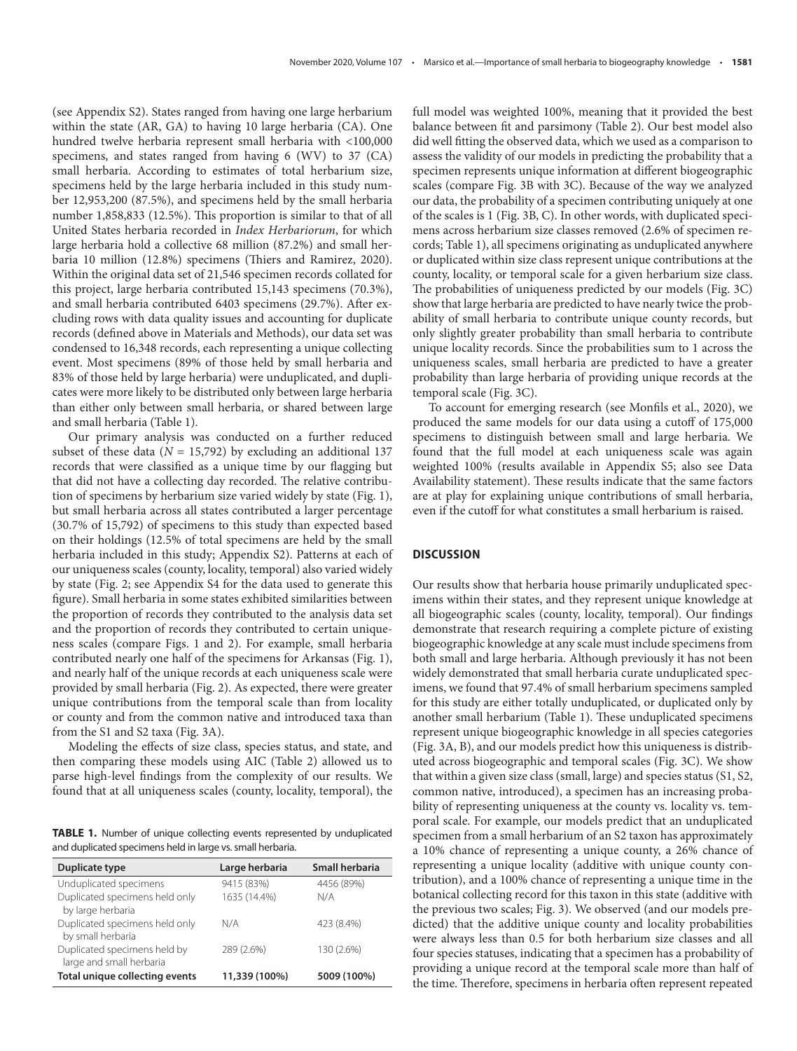(see Appendix S2). States ranged from having one large herbarium within the state (AR, GA) to having 10 large herbaria (CA). One hundred twelve herbaria represent small herbaria with <100,000 specimens, and states ranged from having 6 (WV) to 37 (CA) small herbaria. According to estimates of total herbarium size, specimens held by the large herbaria included in this study number 12,953,200 (87.5%), and specimens held by the small herbaria number 1,858,833 (12.5%). This proportion is similar to that of all United States herbaria recorded in *Index Herbariorum*, for which large herbaria hold a collective 68 million (87.2%) and small herbaria 10 million (12.8%) specimens (Thiers and Ramirez, 2020). Within the original data set of 21,546 specimen records collated for this project, large herbaria contributed 15,143 specimens (70.3%), and small herbaria contributed 6403 specimens (29.7%). After excluding rows with data quality issues and accounting for duplicate records (defined above in Materials and Methods), our data set was condensed to 16,348 records, each representing a unique collecting event. Most specimens (89% of those held by small herbaria and 83% of those held by large herbaria) were unduplicated, and duplicates were more likely to be distributed only between large herbaria than either only between small herbaria, or shared between large and small herbaria (Table 1).

Our primary analysis was conducted on a further reduced subset of these data ($N = 15,792$) by excluding an additional 137 records that were classified as a unique time by our flagging but that did not have a collecting day recorded. The relative contribution of specimens by herbarium size varied widely by state (Fig. 1), but small herbaria across all states contributed a larger percentage (30.7% of 15,792) of specimens to this study than expected based on their holdings (12.5% of total specimens are held by the small herbaria included in this study; Appendix S2). Patterns at each of our uniqueness scales (county, locality, temporal) also varied widely by state (Fig. 2; see Appendix S4 for the data used to generate this figure). Small herbaria in some states exhibited similarities between the proportion of records they contributed to the analysis data set and the proportion of records they contributed to certain uniqueness scales (compare Figs. 1 and 2). For example, small herbaria contributed nearly one half of the specimens for Arkansas (Fig. 1), and nearly half of the unique records at each uniqueness scale were provided by small herbaria (Fig. 2). As expected, there were greater unique contributions from the temporal scale than from locality or county and from the common native and introduced taxa than from the S1 and S2 taxa (Fig. 3A).

Modeling the effects of size class, species status, and state, and then comparing these models using AIC (Table 2) allowed us to parse high-level findings from the complexity of our results. We found that at all uniqueness scales (county, locality, temporal), the full model was weighted 100%, meaning that it provided the best balance between fit and parsimony (Table 2). Our best model also did well fitting the observed data, which we used as a comparison to assess the validity of our models in predicting the probability that a specimen represents unique information at different biogeographic scales (compare Fig. 3B with 3C). Because of the way we analyzed our data, the probability of a specimen contributing uniquely at one of the scales is 1 (Fig. 3B, C). In other words, with duplicated specimens across herbarium size classes removed (2.6% of specimen records; Table 1), all specimens originating as unduplicated anywhere or duplicated within size class represent unique contributions at the county, locality, or temporal scale for a given herbarium size class. The probabilities of uniqueness predicted by our models (Fig. 3C) show that large herbaria are predicted to have nearly twice the probability of small herbaria to contribute unique county records, but only slightly greater probability than small herbaria to contribute unique locality records. Since the probabilities sum to 1 across the uniqueness scales, small herbaria are predicted to have a greater probability than large herbaria of providing unique records at the temporal scale (Fig. 3C).

To account for emerging research (see Monfils et al., 2020), we produced the same models for our data using a cutoff of 175,000 specimens to distinguish between small and large herbaria. We found that the full model at each uniqueness scale was again weighted 100% (results available in Appendix S5; also see Data Availability statement). These results indicate that the same factors are at play for explaining unique contributions of small herbaria, even if the cutoff for what constitutes a small herbarium is raised.

**TABLE 1.** Number of unique collecting events represented by unduplicated and duplicated specimens held in large vs. small herbaria.

| Duplicate type | Large herbaria | Small herbaria |
|---|---|---|
| Unduplicated specimens | 9415 (83%) | 4456 (89%) |
| Duplicated specimens held only by large herbaria | 1635 (14.4%) | N/A |
| Duplicated specimens held only by small herbaria | N/A | 423 (8.4%) |
| Duplicated specimens held by large and small herbaria | 289 (2.6%) | 130 (2.6%) |
| **Total unique collecting events** | **11,339 (100%)** | **5009 (100%)** |

## DISCUSSION

Our results show that herbaria house primarily unduplicated specimens within their states, and they represent unique knowledge at all biogeographic scales (county, locality, temporal). Our findings demonstrate that research requiring a complete picture of existing biogeographic knowledge at any scale must include specimens from both small and large herbaria. Although previously it has not been widely demonstrated that small herbaria curate unduplicated specimens, we found that 97.4% of small herbarium specimens sampled for this study are either totally unduplicated, or duplicated only by another small herbarium (Table 1). These unduplicated specimens represent unique biogeographic knowledge in all species categories (Fig. 3A, B), and our models predict how this uniqueness is distributed across biogeographic and temporal scales (Fig. 3C). We show that within a given size class (small, large) and species status (S1, S2, common native, introduced), a specimen has an increasing probability of representing uniqueness at the county vs. locality vs. temporal scale. For example, our models predict that an unduplicated specimen from a small herbarium of an S2 taxon has approximately a 10% chance of representing a unique county, a 26% chance of representing a unique locality (additive with unique county contribution), and a 100% chance of representing a unique time in the botanical collecting record for this taxon in this state (additive with the previous two scales; Fig. 3). We observed (and our models predicted) that the additive unique county and locality probabilities were always less than 0.5 for both herbarium size classes and all four species statuses, indicating that a specimen has a probability of providing a unique record at the temporal scale more than half of the time. Therefore, specimens in herbaria often represent repeated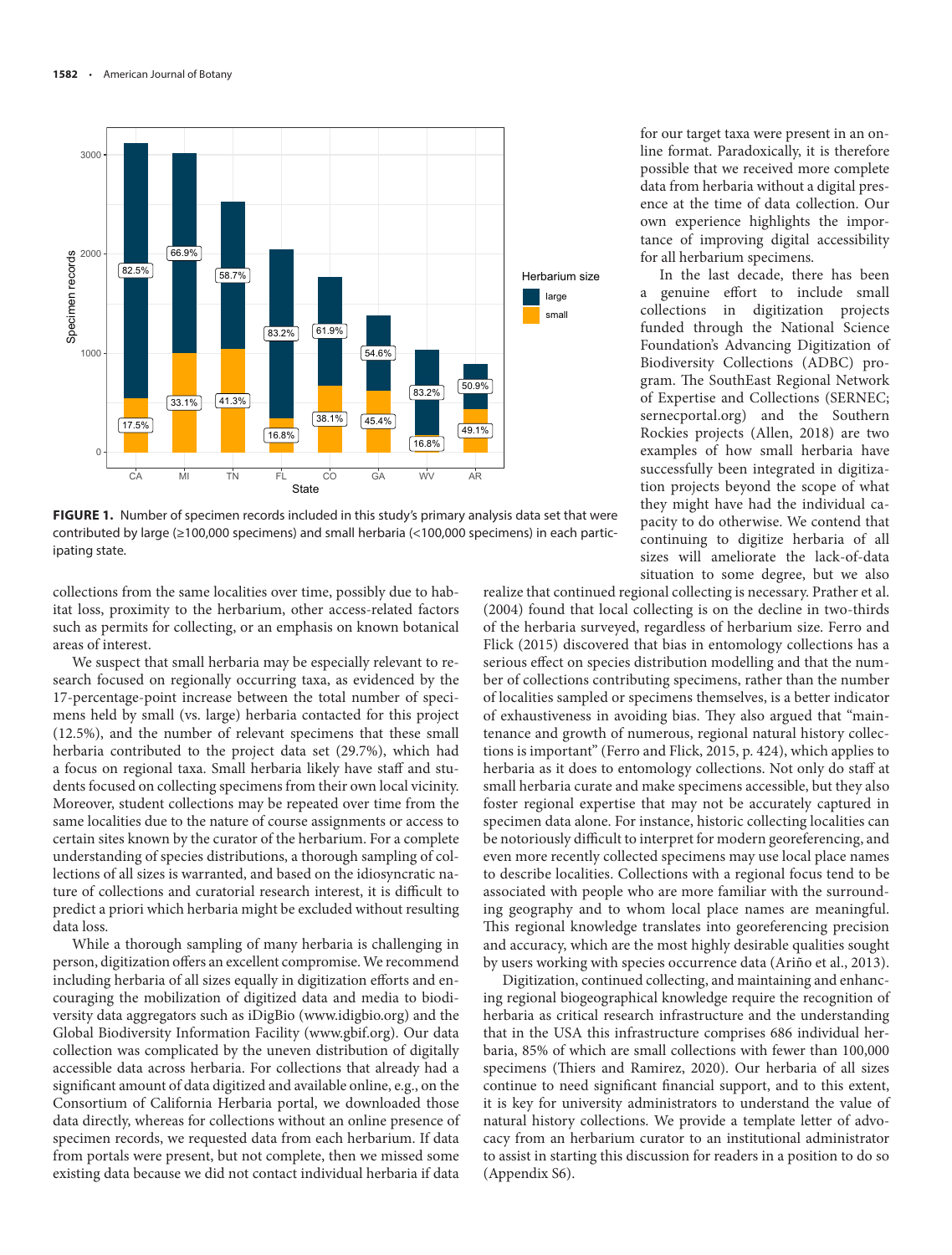**FIGURE 1.** Number of specimen records included in this study's primary analysis data set that were contributed by large (≥100,000 specimens) and small herbaria (<100,000 specimens) in each participating state.

collections from the same localities over time, possibly due to habitat loss, proximity to the herbarium, other access-related factors such as permits for collecting, or an emphasis on known botanical areas of interest.

We suspect that small herbaria may be especially relevant to research focused on regionally occurring taxa, as evidenced by the 17-percentage-point increase between the total number of specimens held by small (vs. large) herbaria contacted for this project (12.5%), and the number of relevant specimens that these small herbaria contributed to the project data set (29.7%), which had a focus on regional taxa. Small herbaria likely have staff and students focused on collecting specimens from their own local vicinity. Moreover, student collections may be repeated over time from the same localities due to the nature of course assignments or access to certain sites known by the curator of the herbarium. For a complete understanding of species distributions, a thorough sampling of collections of all sizes is warranted, and based on the idiosyncratic nature of collections and curatorial research interest, it is difficult to predict a priori which herbaria might be excluded without resulting data loss.

While a thorough sampling of many herbaria is challenging in person, digitization offers an excellent compromise. We recommend including herbaria of all sizes equally in digitization efforts and encouraging the mobilization of digitized data and media to biodiversity data aggregators such as iDigBio (www.idigbio.org) and the Global Biodiversity Information Facility (www.gbif.org). Our data collection was complicated by the uneven distribution of digitally accessible data across herbaria. For collections that already had a significant amount of data digitized and available online, e.g., on the Consortium of California Herbaria portal, we downloaded those data directly, whereas for collections without an online presence of specimen records, we requested data from each herbarium. If data from portals were present, but not complete, then we missed some existing data because we did not contact individual herbaria if data for our target taxa were present in an online format. Paradoxically, it is therefore possible that we received more complete data from herbaria without a digital presence at the time of data collection. Our own experience highlights the importance of improving digital accessibility for all herbarium specimens.

In the last decade, there has been a genuine effort to include small collections in digitization projects funded through the National Science Foundation's Advancing Digitization of Biodiversity Collections (ADBC) program. The SouthEast Regional Network of Expertise and Collections (SERNEC; sernecportal.org) and the Southern Rockies projects (Allen, 2018) are two examples of how small herbaria have successfully been integrated in digitization projects beyond the scope of what they might have had the individual capacity to do otherwise. We contend that continuing to digitize herbaria of all sizes will ameliorate the lack-of-data situation to some degree, but we also realize that continued regional collecting is necessary. Prather et al. (2004) found that local collecting is on the decline in two-thirds of the herbaria surveyed, regardless of herbarium size. Ferro and Flick (2015) discovered that bias in entomology collections has a serious effect on species distribution modelling and that the number of collections contributing specimens, rather than the number of localities sampled or specimens themselves, is a better indicator of exhaustiveness in avoiding bias. They also argued that "maintenance and growth of numerous, regional natural history collections is important" (Ferro and Flick, 2015, p. 424), which applies to herbaria as it does to entomology collections. Not only do staff at small herbaria curate and make specimens accessible, but they also foster regional expertise that may not be accurately captured in specimen data alone. For instance, historic collecting localities can be notoriously difficult to interpret for modern georeferencing, and even more recently collected specimens may use local place names to describe localities. Collections with a regional focus tend to be associated with people who are more familiar with the surrounding geography and to whom local place names are meaningful. This regional knowledge translates into georeferencing precision and accuracy, which are the most highly desirable qualities sought by users working with species occurrence data (Ariño et al., 2013).

Digitization, continued collecting, and maintaining and enhancing regional biogeographical knowledge require the recognition of herbaria as critical research infrastructure and the understanding that in the USA this infrastructure comprises 686 individual herbaria, 85% of which are small collections with fewer than 100,000 specimens (Thiers and Ramirez, 2020). Our herbaria of all sizes continue to need significant financial support, and to this extent, it is key for university administrators to understand the value of natural history collections. We provide a template letter of advocacy from an herbarium curator to an institutional administrator to assist in starting this discussion for readers in a position to do so (Appendix S6).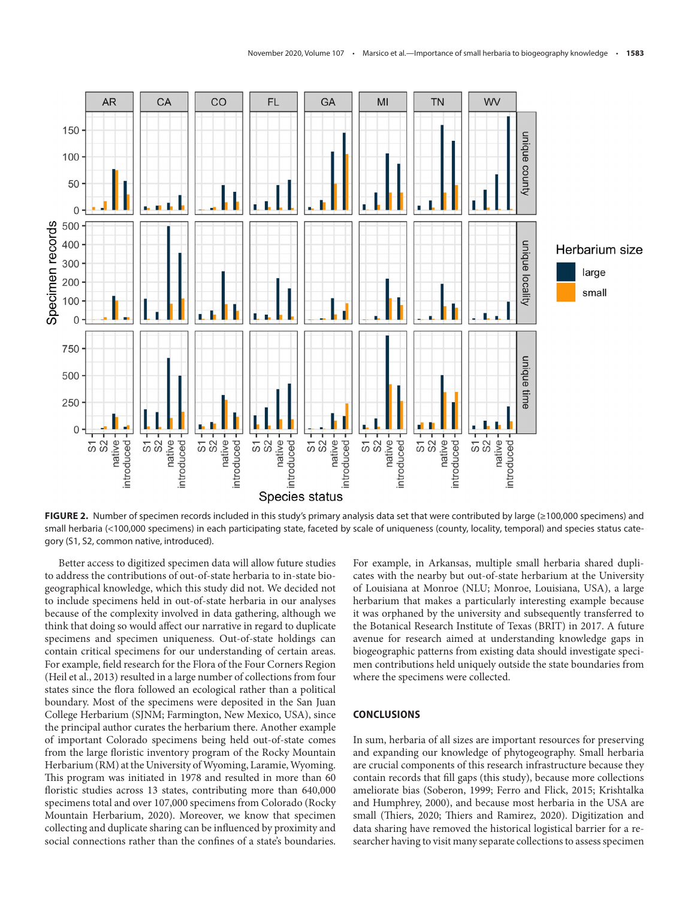**FIGURE 2.** Number of specimen records included in this study's primary analysis data set that were contributed by large (≥100,000 specimens) and small herbaria (<100,000 specimens) in each participating state, faceted by scale of uniqueness (county, locality, temporal) and species status category (S1, S2, common native, introduced).

Better access to digitized specimen data will allow future studies to address the contributions of out-of-state herbaria to in-state biogeographical knowledge, which this study did not. We decided not to include specimens held in out-of-state herbaria in our analyses because of the complexity involved in data gathering, although we think that doing so would affect our narrative in regard to duplicate specimens and specimen uniqueness. Out-of-state holdings can contain critical specimens for our understanding of certain areas. For example, field research for the Flora of the Four Corners Region (Heil et al., 2013) resulted in a large number of collections from four states since the flora followed an ecological rather than a political boundary. Most of the specimens were deposited in the San Juan College Herbarium (SJNM; Farmington, New Mexico, USA), since the principal author curates the herbarium there. Another example of important Colorado specimens being held out-of-state comes from the large floristic inventory program of the Rocky Mountain Herbarium (RM) at the University of Wyoming, Laramie, Wyoming. This program was initiated in 1978 and resulted in more than 60 floristic studies across 13 states, contributing more than 640,000 specimens total and over 107,000 specimens from Colorado (Rocky Mountain Herbarium, 2020). Moreover, we know that specimen collecting and duplicate sharing can be influenced by proximity and social connections rather than the confines of a state's boundaries. For example, in Arkansas, multiple small herbaria shared duplicates with the nearby but out-of-state herbarium at the University of Louisiana at Monroe (NLU; Monroe, Louisiana, USA), a large herbarium that makes a particularly interesting example because it was orphaned by the university and subsequently transferred to the Botanical Research Institute of Texas (BRIT) in 2017. A future avenue for research aimed at understanding knowledge gaps in biogeographic patterns from existing data should investigate specimen contributions held uniquely outside the state boundaries from where the specimens were collected.

## CONCLUSIONS

In sum, herbaria of all sizes are important resources for preserving and expanding our knowledge of phytogeography. Small herbaria are crucial components of this research infrastructure because they contain records that fill gaps (this study), because more collections ameliorate bias (Soberon, 1999; Ferro and Flick, 2015; Krishtalka and Humphrey, 2000), and because most herbaria in the USA are small (Thiers, 2020; Thiers and Ramirez, 2020). Digitization and data sharing have removed the historical logistical barrier for a researcher having to visit many separate collections to assess specimen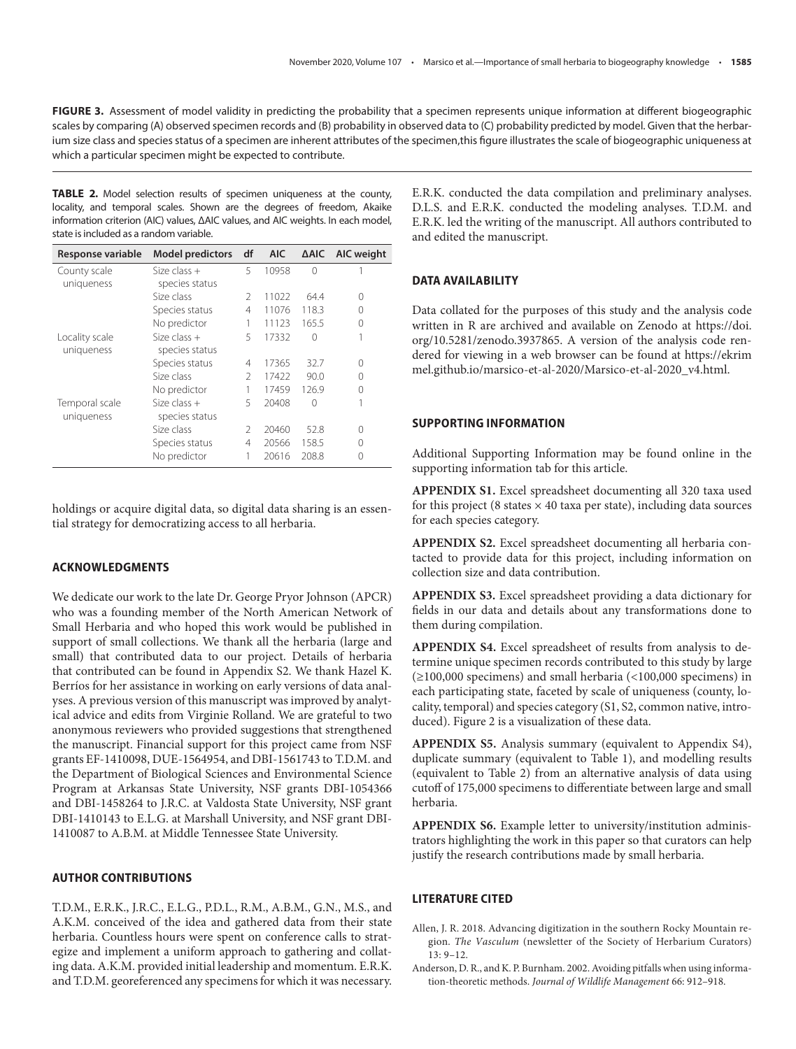**FIGURE 3.** Assessment of model validity in predicting the probability that a specimen represents unique information at different biogeographic scales by comparing (A) observed specimen records and (B) probability in observed data to (C) probability predicted by model. Given that the herbarium size class and species status of a specimen are inherent attributes of the specimen,this figure illustrates the scale of biogeographic uniqueness at which a particular specimen might be expected to contribute.

**TABLE 2.** Model selection results of specimen uniqueness at the county, locality, and temporal scales. Shown are the degrees of freedom, Akaike information criterion (AIC) values, ΔAIC values, and AIC weights. In each model, state is included as a random variable.

| Response variable | Model predictors | df | AIC | ΔAIC | AIC weight |
|---|---|---|---|---|---|
| County scale uniqueness | Size class + species status | 5 | 10958 | 0 | 1 |
| | Size class | 2 | 11022 | 64.4 | 0 |
| | Species status | 4 | 11076 | 118.3 | 0 |
| | No predictor | 1 | 11123 | 165.5 | 0 |
| Locality scale uniqueness | Size class + species status | 5 | 17332 | 0 | 1 |
| | Species status | 4 | 17365 | 32.7 | 0 |
| | Size class | 2 | 17422 | 90.0 | 0 |
| | No predictor | 1 | 17459 | 126.9 | 0 |
| Temporal scale uniqueness | Size class + species status | 5 | 20408 | 0 | 1 |
| | Size class | 2 | 20460 | 52.8 | 0 |
| | Species status | 4 | 20566 | 158.5 | 0 |
| | No predictor | 1 | 20616 | 208.8 | 0 |

holdings or acquire digital data, so digital data sharing is an essential strategy for democratizing access to all herbaria.

## ACKNOWLEDGMENTS

We dedicate our work to the late Dr. George Pryor Johnson (APCR) who was a founding member of the North American Network of Small Herbaria and who hoped this work would be published in support of small collections. We thank all the herbaria (large and small) that contributed data to our project. Details of herbaria that contributed can be found in Appendix S2. We thank Hazel K. Berríos for her assistance in working on early versions of data analyses. A previous version of this manuscript was improved by analytical advice and edits from Virginie Rolland. We are grateful to two anonymous reviewers who provided suggestions that strengthened the manuscript. Financial support for this project came from NSF grants EF-1410098, DUE-1564954, and DBI-1561743 to T.D.M. and the Department of Biological Sciences and Environmental Science Program at Arkansas State University, NSF grants DBI-1054366 and DBI-1458264 to J.R.C. at Valdosta State University, NSF grant DBI-1410143 to E.L.G. at Marshall University, and NSF grant DBI-1410087 to A.B.M. at Middle Tennessee State University.

## AUTHOR CONTRIBUTIONS

T.D.M., E.R.K., J.R.C., E.L.G., P.D.L., R.M., A.B.M., G.N., M.S., and A.K.M. conceived of the idea and gathered data from their state herbaria. Countless hours were spent on conference calls to strategize and implement a uniform approach to gathering and collating data. A.K.M. provided initial leadership and momentum. E.R.K. and T.D.M. georeferenced any specimens for which it was necessary. E.R.K. conducted the data compilation and preliminary analyses. D.L.S. and E.R.K. conducted the modeling analyses. T.D.M. and E.R.K. led the writing of the manuscript. All authors contributed to and edited the manuscript.

## DATA AVAILABILITY

Data collated for the purposes of this study and the analysis code written in R are archived and available on Zenodo at https://doi.org/10.5281/zenodo.3937865. A version of the analysis code rendered for viewing in a web browser can be found at https://ekrimmel.github.io/marsico-et-al-2020/Marsico-et-al-2020_v4.html.

## SUPPORTING INFORMATION

Additional Supporting Information may be found online in the supporting information tab for this article.

**APPENDIX S1.** Excel spreadsheet documenting all 320 taxa used for this project (8 states × 40 taxa per state), including data sources for each species category.

**APPENDIX S2.** Excel spreadsheet documenting all herbaria contacted to provide data for this project, including information on collection size and data contribution.

**APPENDIX S3.** Excel spreadsheet providing a data dictionary for fields in our data and details about any transformations done to them during compilation.

**APPENDIX S4.** Excel spreadsheet of results from analysis to determine unique specimen records contributed to this study by large (≥100,000 specimens) and small herbaria (<100,000 specimens) in each participating state, faceted by scale of uniqueness (county, locality, temporal) and species category (S1, S2, common native, introduced). Figure 2 is a visualization of these data.

**APPENDIX S5.** Analysis summary (equivalent to Appendix S4), duplicate summary (equivalent to Table 1), and modelling results (equivalent to Table 2) from an alternative analysis of data using cutoff of 175,000 specimens to differentiate between large and small herbaria.

**APPENDIX S6.** Example letter to university/institution administrators highlighting the work in this paper so that curators can help justify the research contributions made by small herbaria.

## LITERATURE CITED

Allen, J. R. 2018. Advancing digitization in the southern Rocky Mountain region. *The Vasculum* (newsletter of the Society of Herbarium Curators) 13: 9–12.

Anderson, D. R., and K. P. Burnham. 2002. Avoiding pitfalls when using information-theoretic methods. *Journal of Wildlife Management* 66: 912–918.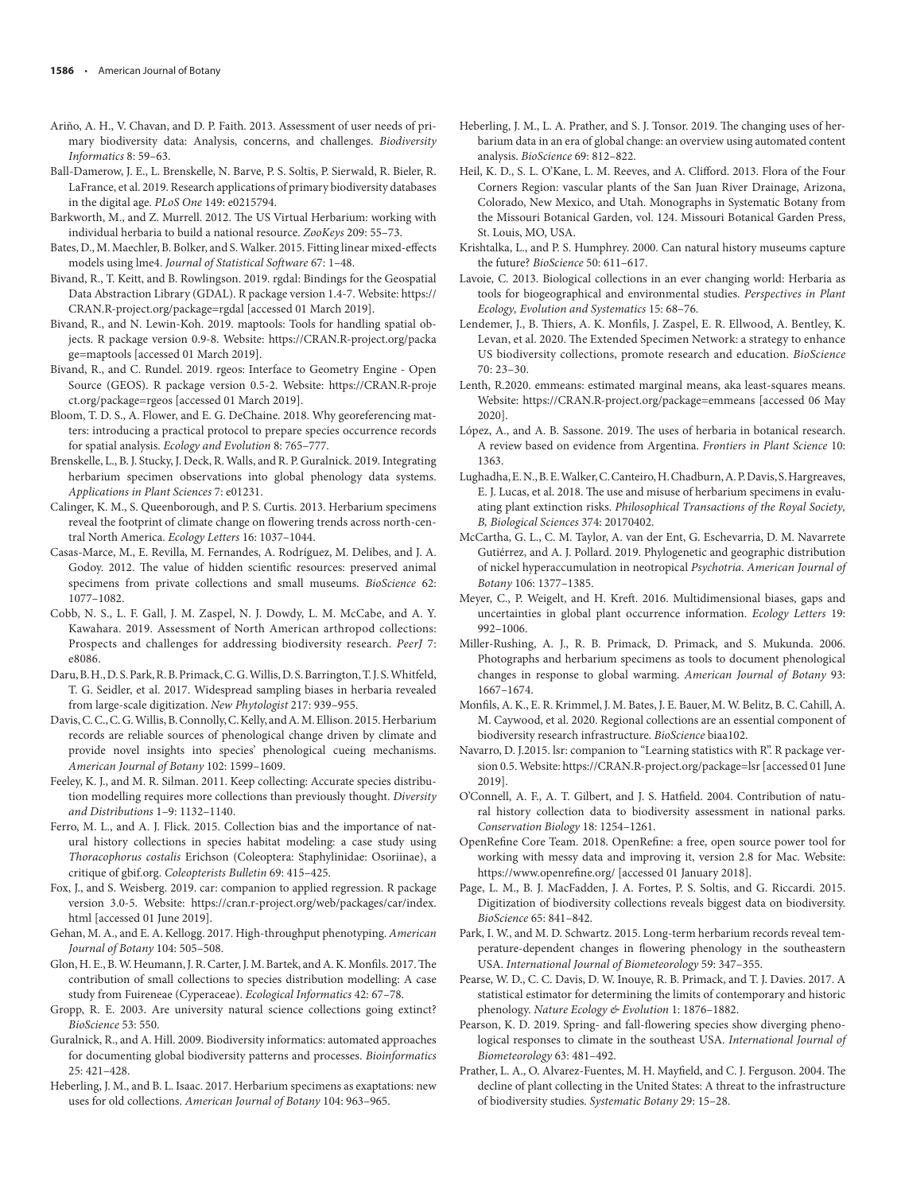Ariño, A. H., V. Chavan, and D. P. Faith. 2013. Assessment of user needs of primary biodiversity data: Analysis, concerns, and challenges. *Biodiversity Informatics* 8: 59–63.

Ball-Damerow, J. E., L. Brenskelle, N. Barve, P. S. Soltis, P. Sierwald, R. Bieler, R. LaFrance, et al. 2019. Research applications of primary biodiversity databases in the digital age. *PLoS One* 149: e0215794.

Barkworth, M., and Z. Murrell. 2012. The US Virtual Herbarium: working with individual herbaria to build a national resource. *ZooKeys* 209: 55–73.

Bates, D., M. Maechler, B. Bolker, and S. Walker. 2015. Fitting linear mixed-effects models using lme4. *Journal of Statistical Software* 67: 1–48.

Bivand, R., T. Keitt, and B. Rowlingson. 2019. rgdal: Bindings for the Geospatial Data Abstraction Library (GDAL). R package version 1.4-7. Website: https://CRAN.R-project.org/package=rgdal [accessed 01 March 2019].

Bivand, R., and N. Lewin-Koh. 2019. maptools: Tools for handling spatial objects. R package version 0.9-8. Website: https://CRAN.R-project.org/package=maptools [accessed 01 March 2019].

Bivand, R., and C. Rundel. 2019. rgeos: Interface to Geometry Engine - Open Source (GEOS). R package version 0.5-2. Website: https://CRAN.R-project.org/package=rgeos [accessed 01 March 2019].

Bloom, T. D. S., A. Flower, and E. G. DeChaine. 2018. Why georeferencing matters: introducing a practical protocol to prepare species occurrence records for spatial analysis. *Ecology and Evolution* 8: 765–777.

Brenskelle, L., B. J. Stucky, J. Deck, R. Walls, and R. P. Guralnick. 2019. Integrating herbarium specimen observations into global phenology data systems. *Applications in Plant Sciences* 7: e01231.

Calinger, K. M., S. Queenborough, and P. S. Curtis. 2013. Herbarium specimens reveal the footprint of climate change on flowering trends across north-central North America. *Ecology Letters* 16: 1037–1044.

Casas-Marce, M., E. Revilla, M. Fernandes, A. Rodríguez, M. Delibes, and J. A. Godoy. 2012. The value of hidden scientific resources: preserved animal specimens from private collections and small museums. *BioScience* 62: 1077–1082.

Cobb, N. S., L. F. Gall, J. M. Zaspel, N. J. Dowdy, L. M. McCabe, and A. Y. Kawahara. 2019. Assessment of North American arthropod collections: Prospects and challenges for addressing biodiversity research. *PeerJ* 7: e8086.

Daru, B. H., D. S. Park, R. B. Primack, C. G. Willis, D. S. Barrington, T. J. S. Whitfeld, T. G. Seidler, et al. 2017. Widespread sampling biases in herbaria revealed from large-scale digitization. *New Phytologist* 217: 939–955.

Davis, C. C., C. G. Willis, B. Connolly, C. Kelly, and A. M. Ellison. 2015. Herbarium records are reliable sources of phenological change driven by climate and provide novel insights into species' phenological cueing mechanisms. *American Journal of Botany* 102: 1599–1609.

Feeley, K. J., and M. R. Silman. 2011. Keep collecting: Accurate species distribution modelling requires more collections than previously thought. *Diversity and Distributions* 1–9: 1132–1140.

Ferro, M. L., and A. J. Flick. 2015. Collection bias and the importance of natural history collections in species habitat modeling: a case study using *Thoracophorus costalis* Erichson (Coleoptera: Staphylinidae: Osoriinae), a critique of gbif.org. *Coleopterists Bulletin* 69: 415–425.

Fox, J., and S. Weisberg. 2019. car: companion to applied regression. R package version 3.0-5. Website: https://cran.r-project.org/web/packages/car/index.html [accessed 01 June 2019].

Gehan, M. A., and E. A. Kellogg. 2017. High-throughput phenotyping. *American Journal of Botany* 104: 505–508.

Glon, H. E., B. W. Heumann, J. R. Carter, J. M. Bartek, and A. K. Monfils. 2017. The contribution of small collections to species distribution modelling: A case study from Fuireneae (Cyperaceae). *Ecological Informatics* 42: 67–78.

Gropp, R. E. 2003. Are university natural science collections going extinct? *BioScience* 53: 550.

Guralnick, R., and A. Hill. 2009. Biodiversity informatics: automated approaches for documenting global biodiversity patterns and processes. *Bioinformatics* 25: 421–428.

Heberling, J. M., and B. L. Isaac. 2017. Herbarium specimens as exaptations: new uses for old collections. *American Journal of Botany* 104: 963–965.

Heberling, J. M., L. A. Prather, and S. J. Tonsor. 2019. The changing uses of herbarium data in an era of global change: an overview using automated content analysis. *BioScience* 69: 812–822.

Heil, K. D., S. L. O'Kane, L. M. Reeves, and A. Clifford. 2013. Flora of the Four Corners Region: vascular plants of the San Juan River Drainage, Arizona, Colorado, New Mexico, and Utah. Monographs in Systematic Botany from the Missouri Botanical Garden, vol. 124. Missouri Botanical Garden Press, St. Louis, MO, USA.

Krishtalka, L., and P. S. Humphrey. 2000. Can natural history museums capture the future? *BioScience* 50: 611–617.

Lavoie, C. 2013. Biological collections in an ever changing world: Herbaria as tools for biogeographical and environmental studies. *Perspectives in Plant Ecology, Evolution and Systematics* 15: 68–76.

Lendemer, J., B. Thiers, A. K. Monfils, J. Zaspel, E. R. Ellwood, A. Bentley, K. Levan, et al. 2020. The Extended Specimen Network: a strategy to enhance US biodiversity collections, promote research and education. *BioScience* 70: 23–30.

Lenth, R.2020. emmeans: estimated marginal means, aka least-squares means. Website: https://CRAN.R-project.org/package=emmeans [accessed 06 May 2020].

López, A., and A. B. Sassone. 2019. The uses of herbaria in botanical research. A review based on evidence from Argentina. *Frontiers in Plant Science* 10: 1363.

Lughadha, E. N., B. E. Walker, C. Canteiro, H. Chadburn, A. P. Davis, S. Hargreaves, E. J. Lucas, et al. 2018. The use and misuse of herbarium specimens in evaluating plant extinction risks. *Philosophical Transactions of the Royal Society, B, Biological Sciences* 374: 20170402.

McCartha, G. L., C. M. Taylor, A. van der Ent, G. Eschevarria, D. M. Navarrete Gutiérrez, and A. J. Pollard. 2019. Phylogenetic and geographic distribution of nickel hyperaccumulation in neotropical *Psychotria*. *American Journal of Botany* 106: 1377–1385.

Meyer, C., P. Weigelt, and H. Kreft. 2016. Multidimensional biases, gaps and uncertainties in global plant occurrence information. *Ecology Letters* 19: 992–1006.

Miller-Rushing, A. J., R. B. Primack, D. Primack, and S. Mukunda. 2006. Photographs and herbarium specimens as tools to document phenological changes in response to global warming. *American Journal of Botany* 93: 1667–1674.

Monfils, A. K., E. R. Krimmel, J. M. Bates, J. E. Bauer, M. W. Belitz, B. C. Cahill, A. M. Caywood, et al. 2020. Regional collections are an essential component of biodiversity research infrastructure. *BioScience* biaa102.

Navarro, D. J.2015. lsr: companion to "Learning statistics with R". R package version 0.5. Website: https://CRAN.R-project.org/package=lsr [accessed 01 June 2019].

O'Connell, A. F., A. T. Gilbert, and J. S. Hatfield. 2004. Contribution of natural history collection data to biodiversity assessment in national parks. *Conservation Biology* 18: 1254–1261.

OpenRefine Core Team. 2018. OpenRefine: a free, open source power tool for working with messy data and improving it, version 2.8 for Mac. Website: https://www.openrefine.org/ [accessed 01 January 2018].

Page, L. M., B. J. MacFadden, J. A. Fortes, P. S. Soltis, and G. Riccardi. 2015. Digitization of biodiversity collections reveals biggest data on biodiversity. *BioScience* 65: 841–842.

Park, I. W., and M. D. Schwartz. 2015. Long-term herbarium records reveal temperature-dependent changes in flowering phenology in the southeastern USA. *International Journal of Biometeorology* 59: 347–355.

Pearse, W. D., C. C. Davis, D. W. Inouye, R. B. Primack, and T. J. Davies. 2017. A statistical estimator for determining the limits of contemporary and historic phenology. *Nature Ecology & Evolution* 1: 1876–1882.

Pearson, K. D. 2019. Spring- and fall-flowering species show diverging phenological responses to climate in the southeast USA. *International Journal of Biometeorology* 63: 481–492.

Prather, L. A., O. Alvarez-Fuentes, M. H. Mayfield, and C. J. Ferguson. 2004. The decline of plant collecting in the United States: A threat to the infrastructure of biodiversity studies. *Systematic Botany* 29: 15–28.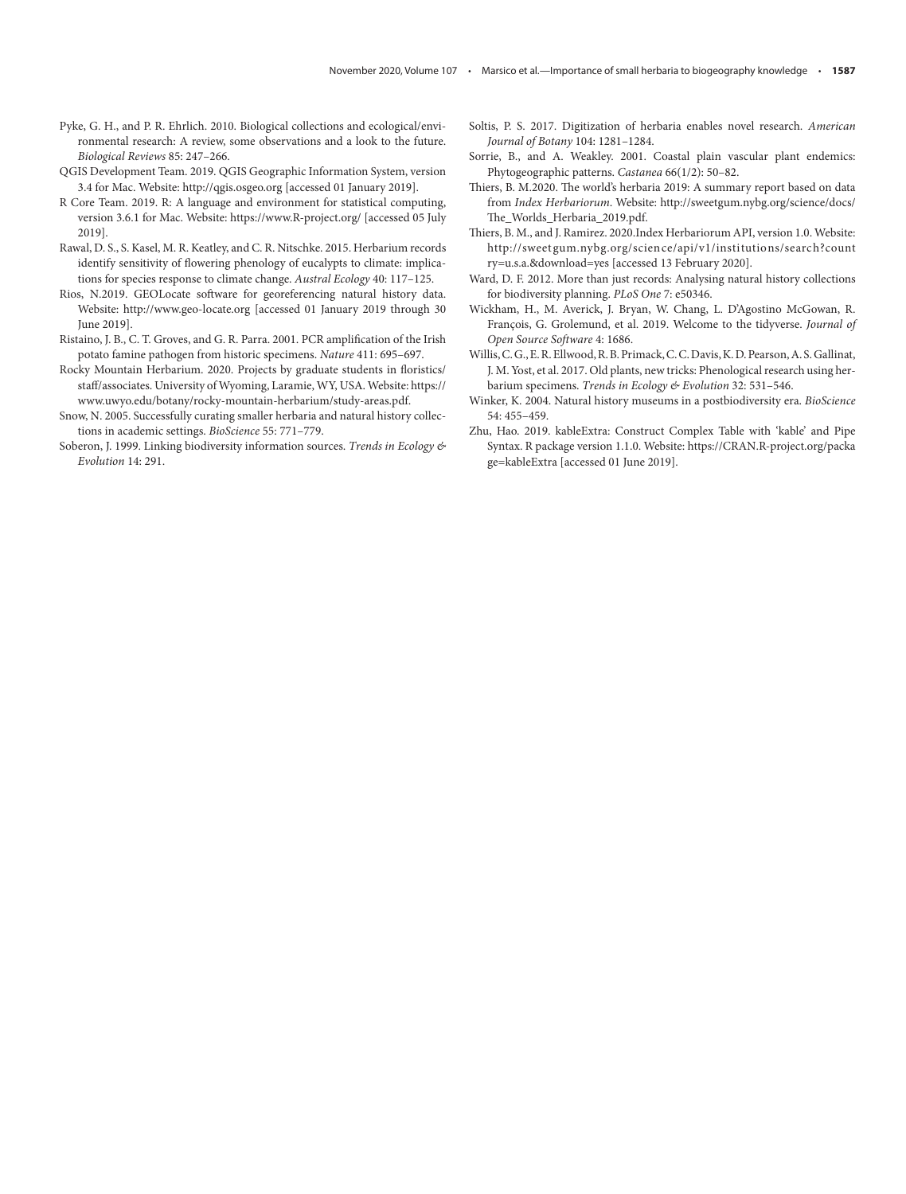Pyke, G. H., and P. R. Ehrlich. 2010. Biological collections and ecological/environmental research: A review, some observations and a look to the future. *Biological Reviews* 85: 247–266.

QGIS Development Team. 2019. QGIS Geographic Information System, version 3.4 for Mac. Website: http://qgis.osgeo.org [accessed 01 January 2019].

R Core Team. 2019. R: A language and environment for statistical computing, version 3.6.1 for Mac. Website: https://www.R-project.org/ [accessed 05 July 2019].

Rawal, D. S., S. Kasel, M. R. Keatley, and C. R. Nitschke. 2015. Herbarium records identify sensitivity of flowering phenology of eucalypts to climate: implications for species response to climate change. *Austral Ecology* 40: 117–125.

Rios, N.2019. GEOLocate software for georeferencing natural history data. Website: http://www.geo-locate.org [accessed 01 January 2019 through 30 June 2019].

Ristaino, J. B., C. T. Groves, and G. R. Parra. 2001. PCR amplification of the Irish potato famine pathogen from historic specimens. *Nature* 411: 695–697.

Rocky Mountain Herbarium. 2020. Projects by graduate students in floristics/staff/associates. University of Wyoming, Laramie, WY, USA. Website: https://www.uwyo.edu/botany/rocky-mountain-herbarium/study-areas.pdf.

Snow, N. 2005. Successfully curating smaller herbaria and natural history collections in academic settings. *BioScience* 55: 771–779.

Soberon, J. 1999. Linking biodiversity information sources. *Trends in Ecology & Evolution* 14: 291.

Soltis, P. S. 2017. Digitization of herbaria enables novel research. *American Journal of Botany* 104: 1281–1284.

Sorrie, B., and A. Weakley. 2001. Coastal plain vascular plant endemics: Phytogeographic patterns. *Castanea* 66(1/2): 50–82.

Thiers, B. M.2020. The world's herbaria 2019: A summary report based on data from *Index Herbariorum*. Website: http://sweetgum.nybg.org/science/docs/The_Worlds_Herbaria_2019.pdf.

Thiers, B. M., and J. Ramirez. 2020.Index Herbariorum API, version 1.0. Website: http://sweetgum.nybg.org/science/api/v1/institutions/search?country=u.s.a.&download=yes [accessed 13 February 2020].

Ward, D. F. 2012. More than just records: Analysing natural history collections for biodiversity planning. *PLoS One* 7: e50346.

Wickham, H., M. Averick, J. Bryan, W. Chang, L. D'Agostino McGowan, R. François, G. Grolemund, et al. 2019. Welcome to the tidyverse. *Journal of Open Source Software* 4: 1686.

Willis, C. G., E. R. Ellwood, R. B. Primack, C. C. Davis, K. D. Pearson, A. S. Gallinat, J. M. Yost, et al. 2017. Old plants, new tricks: Phenological research using herbarium specimens. *Trends in Ecology & Evolution* 32: 531–546.

Winker, K. 2004. Natural history museums in a postbiodiversity era. *BioScience* 54: 455–459.

Zhu, Hao. 2019. kableExtra: Construct Complex Table with 'kable' and Pipe Syntax. R package version 1.1.0. Website: https://CRAN.R-project.org/package=kableExtra [accessed 01 June 2019].